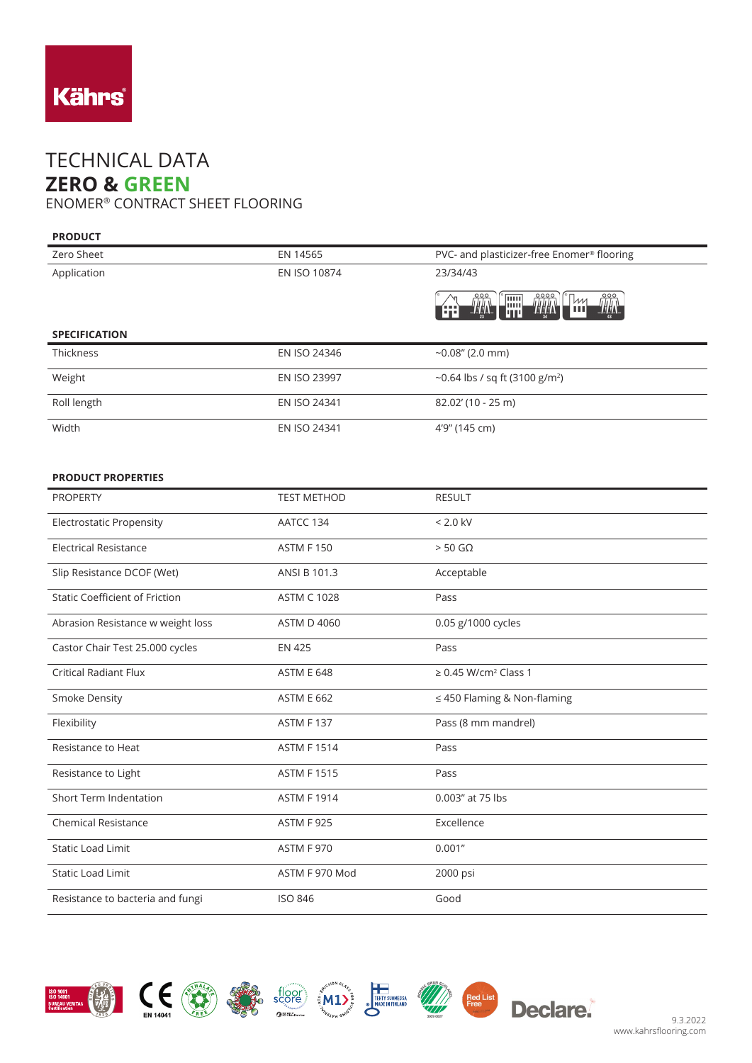Kährs

# TECHNICAL DATA

## ZERO & GREEN

ENOMER® CONTRACT SHEET FLOORING

### PRODUCT

| | | |
|---|---|---|
| Zero Sheet | EN 14565 | PVC- and plasticizer-free Enomer® flooring |
| Application | EN ISO 10874 | 23/34/43 |

### SPECIFICATION

| | | |
|---|---|---|
| Thickness | EN ISO 24346 | ~0.08" (2.0 mm) |
| Weight | EN ISO 23997 | ~0.64 lbs / sq ft (3100 g/m²) |
| Roll length | EN ISO 24341 | 82.02' (10 - 25 m) |
| Width | EN ISO 24341 | 4'9" (145 cm) |

### PRODUCT PROPERTIES

| PROPERTY | TEST METHOD | RESULT |
|---|---|---|
| Electrostatic Propensity | AATCC 134 | < 2.0 kV |
| Electrical Resistance | ASTM F 150 | > 50 GΩ |
| Slip Resistance DCOF (Wet) | ANSI B 101.3 | Acceptable |
| Static Coefficient of Friction | ASTM C 1028 | Pass |
| Abrasion Resistance w weight loss | ASTM D 4060 | 0.05 g/1000 cycles |
| Castor Chair Test 25.000 cycles | EN 425 | Pass |
| Critical Radiant Flux | ASTM E 648 | ≥ 0.45 W/cm² Class 1 |
| Smoke Density | ASTM E 662 | ≤ 450 Flaming & Non-flaming |
| Flexibility | ASTM F 137 | Pass (8 mm mandrel) |
| Resistance to Heat | ASTM F 1514 | Pass |
| Resistance to Light | ASTM F 1515 | Pass |
| Short Term Indentation | ASTM F 1914 | 0.003" at 75 lbs |
| Chemical Resistance | ASTM F 925 | Excellence |
| Static Load Limit | ASTM F 970 | 0.001" |
| Static Load Limit | ASTM F 970 Mod | 2000 psi |
| Resistance to bacteria and fungi | ISO 846 | Good |

9.3.2022
www.kahrsflooring.com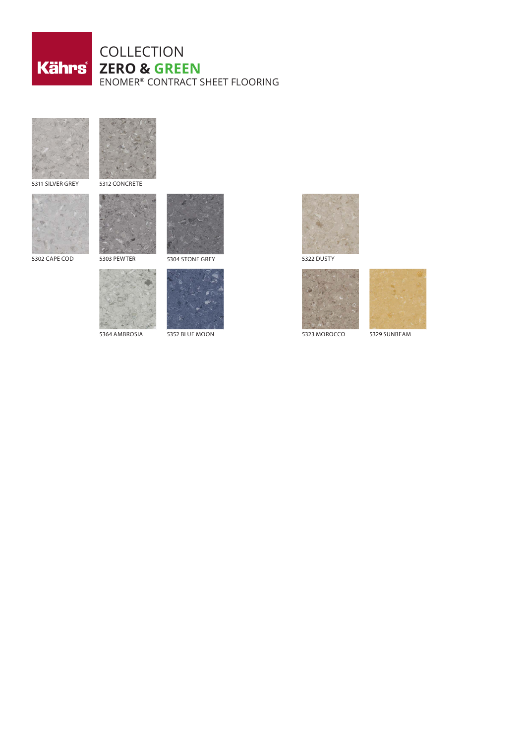Kährs®

# COLLECTION
## ZERO & GREEN
ENOMER® CONTRACT SHEET FLOORING

5311 SILVER GREY

5312 CONCRETE

5302 CAPE COD

5303 PEWTER

5304 STONE GREY

5322 DUSTY

5364 AMBROSIA

5352 BLUE MOON

5323 MOROCCO

5329 SUNBEAM